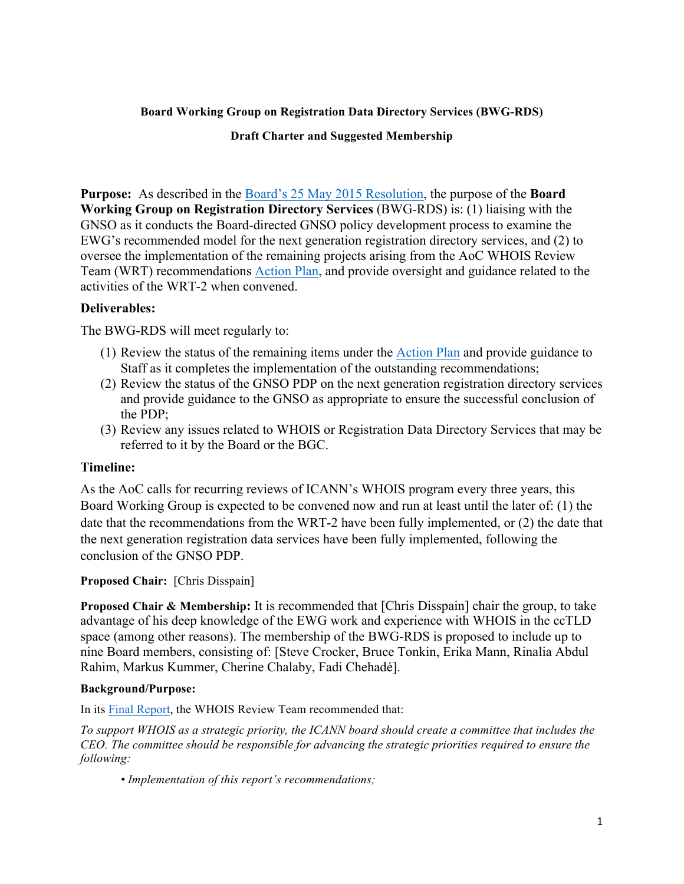**Board Working Group on Registration Data Directory Services (BWG-RDS)**

**Draft Charter and Suggested Membership**

**Purpose:** As described in the Board's 25 May 2015 Resolution, the purpose of the **Board Working Group on Registration Directory Services** (BWG-RDS) is: (1) liaising with the GNSO as it conducts the Board-directed GNSO policy development process to examine the EWG's recommended model for the next generation registration directory services, and (2) to oversee the implementation of the remaining projects arising from the AoC WHOIS Review Team (WRT) recommendations Action Plan, and provide oversight and guidance related to the activities of the WRT-2 when convened.

**Deliverables:**

The BWG-RDS will meet regularly to:

(1) Review the status of the remaining items under the Action Plan and provide guidance to Staff as it completes the implementation of the outstanding recommendations;
(2) Review the status of the GNSO PDP on the next generation registration directory services and provide guidance to the GNSO as appropriate to ensure the successful conclusion of the PDP;
(3) Review any issues related to WHOIS or Registration Data Directory Services that may be referred to it by the Board or the BGC.

**Timeline:**

As the AoC calls for recurring reviews of ICANN's WHOIS program every three years, this Board Working Group is expected to be convened now and run at least until the later of: (1) the date that the recommendations from the WRT-2 have been fully implemented, or (2) the date that the next generation registration data services have been fully implemented, following the conclusion of the GNSO PDP.

**Proposed Chair:** [Chris Disspain]

**Proposed Chair & Membership:** It is recommended that [Chris Disspain] chair the group, to take advantage of his deep knowledge of the EWG work and experience with WHOIS in the ccTLD space (among other reasons). The membership of the BWG-RDS is proposed to include up to nine Board members, consisting of: [Steve Crocker, Bruce Tonkin, Erika Mann, Rinalia Abdul Rahim, Markus Kummer, Cherine Chalaby, Fadi Chehadé].

**Background/Purpose:**

In its Final Report, the WHOIS Review Team recommended that:

*To support WHOIS as a strategic priority, the ICANN board should create a committee that includes the CEO. The committee should be responsible for advancing the strategic priorities required to ensure the following:*

- *Implementation of this report's recommendations;*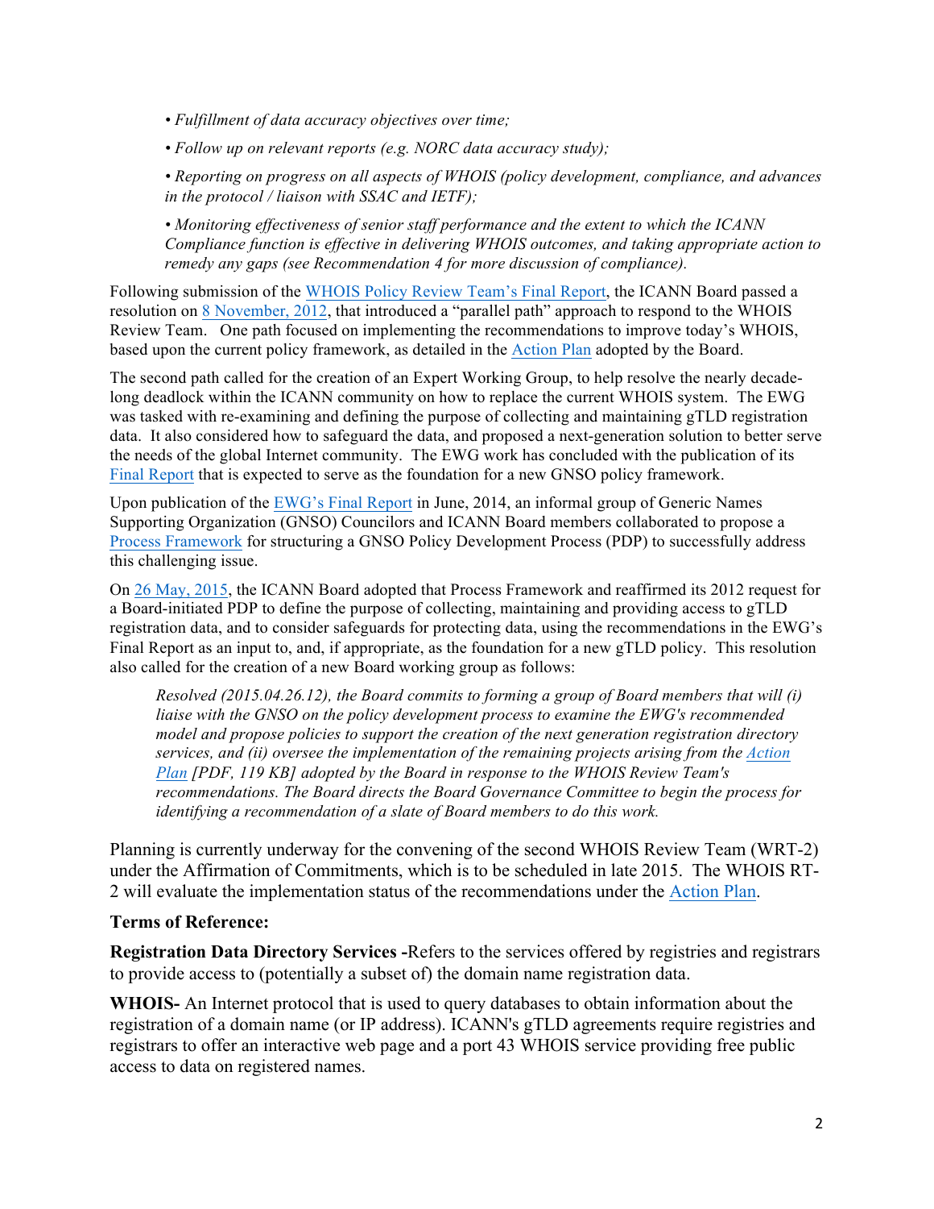*• Fulfillment of data accuracy objectives over time;*

*• Follow up on relevant reports (e.g. NORC data accuracy study);*

*• Reporting on progress on all aspects of WHOIS (policy development, compliance, and advances in the protocol / liaison with SSAC and IETF);*

*• Monitoring effectiveness of senior staff performance and the extent to which the ICANN Compliance function is effective in delivering WHOIS outcomes, and taking appropriate action to remedy any gaps (see Recommendation 4 for more discussion of compliance).*

Following submission of the WHOIS Policy Review Team's Final Report, the ICANN Board passed a resolution on 8 November, 2012, that introduced a "parallel path" approach to respond to the WHOIS Review Team. One path focused on implementing the recommendations to improve today's WHOIS, based upon the current policy framework, as detailed in the Action Plan adopted by the Board.

The second path called for the creation of an Expert Working Group, to help resolve the nearly decade-long deadlock within the ICANN community on how to replace the current WHOIS system. The EWG was tasked with re-examining and defining the purpose of collecting and maintaining gTLD registration data. It also considered how to safeguard the data, and proposed a next-generation solution to better serve the needs of the global Internet community. The EWG work has concluded with the publication of its Final Report that is expected to serve as the foundation for a new GNSO policy framework.

Upon publication of the EWG's Final Report in June, 2014, an informal group of Generic Names Supporting Organization (GNSO) Councilors and ICANN Board members collaborated to propose a Process Framework for structuring a GNSO Policy Development Process (PDP) to successfully address this challenging issue.

On 26 May, 2015, the ICANN Board adopted that Process Framework and reaffirmed its 2012 request for a Board-initiated PDP to define the purpose of collecting, maintaining and providing access to gTLD registration data, and to consider safeguards for protecting data, using the recommendations in the EWG's Final Report as an input to, and, if appropriate, as the foundation for a new gTLD policy. This resolution also called for the creation of a new Board working group as follows:

> *Resolved (2015.04.26.12), the Board commits to forming a group of Board members that will (i) liaise with the GNSO on the policy development process to examine the EWG's recommended model and propose policies to support the creation of the next generation registration directory services, and (ii) oversee the implementation of the remaining projects arising from the Action Plan [PDF, 119 KB] adopted by the Board in response to the WHOIS Review Team's recommendations. The Board directs the Board Governance Committee to begin the process for identifying a recommendation of a slate of Board members to do this work.*

Planning is currently underway for the convening of the second WHOIS Review Team (WRT-2) under the Affirmation of Commitments, which is to be scheduled in late 2015. The WHOIS RT-2 will evaluate the implementation status of the recommendations under the Action Plan.

**Terms of Reference:**

**Registration Data Directory Services -**Refers to the services offered by registries and registrars to provide access to (potentially a subset of) the domain name registration data.

**WHOIS-** An Internet protocol that is used to query databases to obtain information about the registration of a domain name (or IP address). ICANN's gTLD agreements require registries and registrars to offer an interactive web page and a port 43 WHOIS service providing free public access to data on registered names.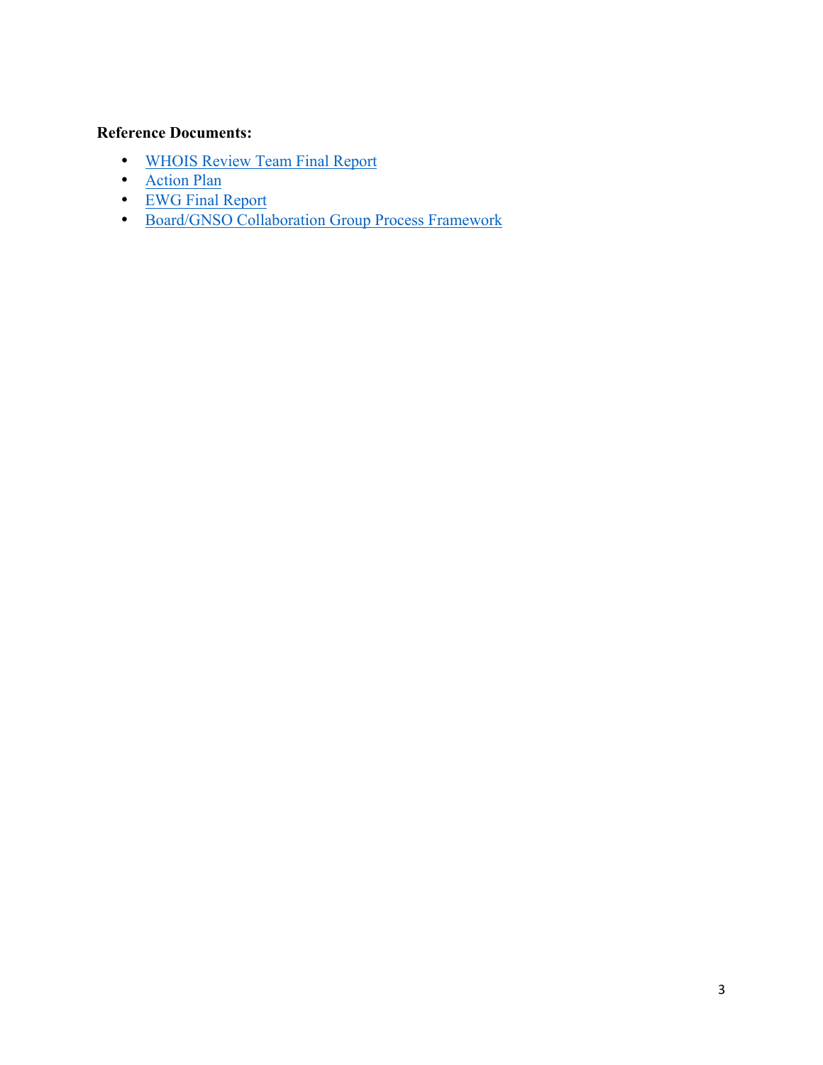**Reference Documents:**

- WHOIS Review Team Final Report
- Action Plan
- EWG Final Report
- Board/GNSO Collaboration Group Process Framework